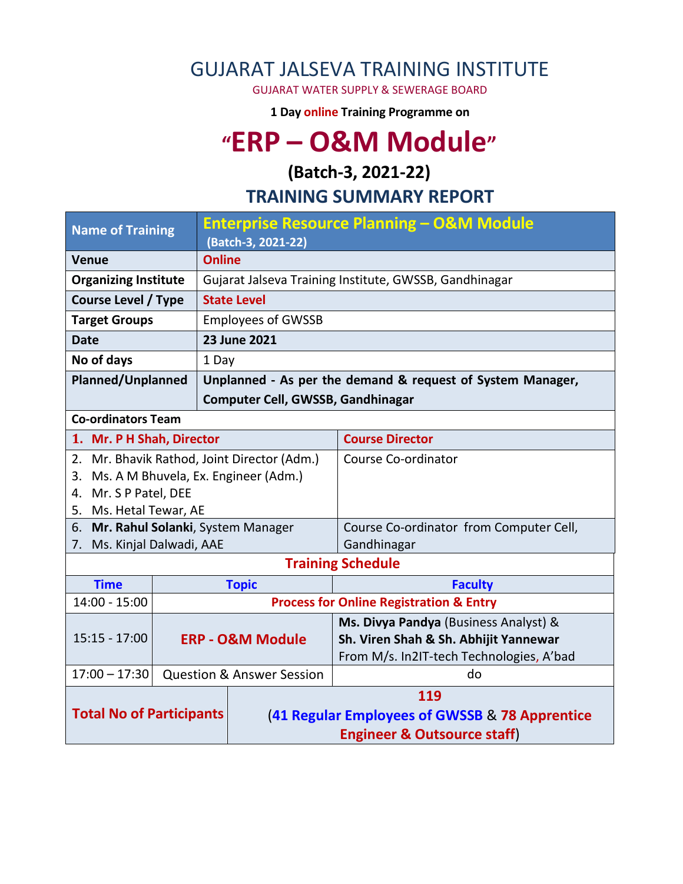# GUJARAT JALSEVA TRAINING INSTITUTE

GUJARAT WATER SUPPLY & SEWERAGE BOARD

**1 Day online Training Programme on**

# "ERP – O&M Module"

## (Batch-3, 2021-22)

## TRAINING SUMMARY REPORT

| Name of Training | Enterprise Resource Planning – O&M Module (Batch-3, 2021-22) |
|---|---|
| **Venue** | **Online** |
| **Organizing Institute** | Gujarat Jalseva Training Institute, GWSSB, Gandhinagar |
| **Course Level / Type** | **State Level** |
| **Target Groups** | Employees of GWSSB |
| **Date** | **23 June 2021** |
| **No of days** | 1 Day |
| **Planned/Unplanned** | **Unplanned - As per the demand & request of System Manager, Computer Cell, GWSSB, Gandhinagar** |

**Co-ordinators Team**

| Name | Role |
|---|---|
| **1. Mr. P H Shah, Director** | **Course Director** |
| 2. Mr. Bhavik Rathod, Joint Director (Adm.)<br>3. Ms. A M Bhuvela, Ex. Engineer (Adm.)<br>4. Mr. S P Patel, DEE<br>5. Ms. Hetal Tewar, AE | Course Co-ordinator |
| 6. **Mr. Rahul Solanki**, System Manager<br>7. Ms. Kinjal Dalwadi, AAE | Course Co-ordinator from Computer Cell, Gandhinagar |

**Training Schedule**

| Time | Topic | Faculty |
|---|---|---|
| 14:00 - 15:00 | **Process for Online Registration & Entry** | |
| 15:15 - 17:00 | **ERP - O&M Module** | **Ms. Divya Pandya** (Business Analyst) & **Sh. Viren Shah & Sh. Abhijit Yannewar** From M/s. In2IT-tech Technologies, A'bad |
| 17:00 – 17:30 | Question & Answer Session | do |

| **Total No of Participants** | **119** (**41 Regular Employees of GWSSB** & **78 Apprentice Engineer & Outsource staff**) |
|---|---|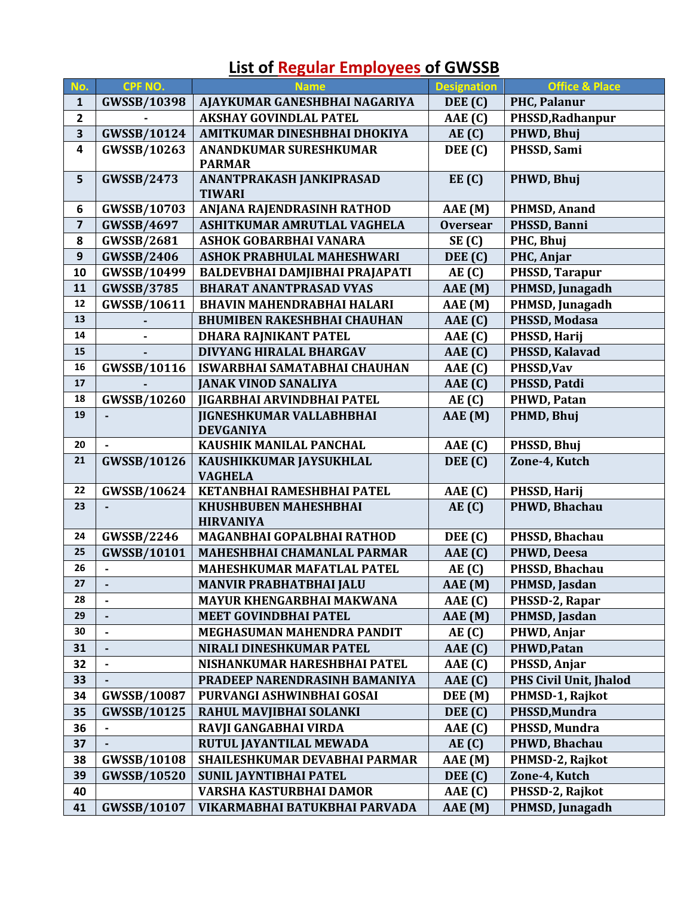# List of Regular Employees of GWSSB

| No. | CPF NO. | Name | Designation | Office & Place |
|---|---|---|---|---|
| 1 | GWSSB/10398 | AJAYKUMAR GANESHBHAI NAGARIYA | DEE (C) | PHC, Palanur |
| 2 | - | AKSHAY GOVINDLAL PATEL | AAE (C) | PHSSD,Radhanpur |
| 3 | GWSSB/10124 | AMITKUMAR DINESHBHAI DHOKIYA | AE (C) | PHWD, Bhuj |
| 4 | GWSSB/10263 | ANANDKUMAR SURESHKUMAR PARMAR | DEE (C) | PHSSD, Sami |
| 5 | GWSSB/2473 | ANANTPRAKASH JANKIPRASAD TIWARI | EE (C) | PHWD, Bhuj |
| 6 | GWSSB/10703 | ANJANA RAJENDRASINH RATHOD | AAE (M) | PHMSD, Anand |
| 7 | GWSSB/4697 | ASHITKUMAR AMRUTLAL VAGHELA | Oversear | PHSSD, Banni |
| 8 | GWSSB/2681 | ASHOK GOBARBHAI VANARA | SE (C) | PHC, Bhuj |
| 9 | GWSSB/2406 | ASHOK PRABHULAL MAHESHWARI | DEE (C) | PHC, Anjar |
| 10 | GWSSB/10499 | BALDEVBHAI DAMJIBHAI PRAJAPATI | AE (C) | PHSSD, Tarapur |
| 11 | GWSSB/3785 | BHARAT ANANTPRASAD VYAS | AAE (M) | PHMSD, Junagadh |
| 12 | GWSSB/10611 | BHAVIN MAHENDRABHAI HALARI | AAE (M) | PHMSD, Junagadh |
| 13 | - | BHUMIBEN RAKESHBHAI CHAUHAN | AAE (C) | PHSSD, Modasa |
| 14 | - | DHARA RAJNIKANT PATEL | AAE (C) | PHSSD, Harij |
| 15 | - | DIVYANG HIRALAL BHARGAV | AAE (C) | PHSSD, Kalavad |
| 16 | GWSSB/10116 | ISWARBHAI SAMATABHAI CHAUHAN | AAE (C) | PHSSD,Vav |
| 17 | - | JANAK VINOD SANALIYA | AAE (C) | PHSSD, Patdi |
| 18 | GWSSB/10260 | JIGARBHAI ARVINDBHAI PATEL | AE (C) | PHWD, Patan |
| 19 | - | JIGNESHKUMAR VALLABHBHAI DEVGANIYA | AAE (M) | PHMD, Bhuj |
| 20 | - | KAUSHIK MANILAL PANCHAL | AAE (C) | PHSSD, Bhuj |
| 21 | GWSSB/10126 | KAUSHIKKUMAR JAYSUKHLAL VAGHELA | DEE (C) | Zone-4, Kutch |
| 22 | GWSSB/10624 | KETANBHAI RAMESHBHAI PATEL | AAE (C) | PHSSD, Harij |
| 23 | - | KHUSHBUBEN MAHESHBHAI HIRVANIYA | AE (C) | PHWD, Bhachau |
| 24 | GWSSB/2246 | MAGANBHAI GOPALBHAI RATHOD | DEE (C) | PHSSD, Bhachau |
| 25 | GWSSB/10101 | MAHESHBHAI CHAMANLAL PARMAR | AAE (C) | PHWD, Deesa |
| 26 | - | MAHESHKUMAR MAFATLAL PATEL | AE (C) | PHSSD, Bhachau |
| 27 | - | MANVIR PRABHATBHAI JALU | AAE (M) | PHMSD, Jasdan |
| 28 | - | MAYUR KHENGARBHAI MAKWANA | AAE (C) | PHSSD-2, Rapar |
| 29 | - | MEET GOVINDBHAI PATEL | AAE (M) | PHMSD, Jasdan |
| 30 | - | MEGHASUMAN MAHENDRA PANDIT | AE (C) | PHWD, Anjar |
| 31 | - | NIRALI DINESHKUMAR PATEL | AAE (C) | PHWD,Patan |
| 32 | - | NISHANKUMAR HARESHBHAI PATEL | AAE (C) | PHSSD, Anjar |
| 33 | - | PRADEEP NARENDRASINH BAMANIYA | AAE (C) | PHS Civil Unit, Jhalod |
| 34 | GWSSB/10087 | PURVANGI ASHWINBHAI GOSAI | DEE (M) | PHMSD-1, Rajkot |
| 35 | GWSSB/10125 | RAHUL MAVJIBHAI SOLANKI | DEE (C) | PHSSD,Mundra |
| 36 | - | RAVJI GANGABHAI VIRDA | AAE (C) | PHSSD, Mundra |
| 37 | - | RUTUL JAYANTILAL MEWADA | AE (C) | PHWD, Bhachau |
| 38 | GWSSB/10108 | SHAILESHKUMAR DEVABHAI PARMAR | AAE (M) | PHMSD-2, Rajkot |
| 39 | GWSSB/10520 | SUNIL JAYNTIBHAI PATEL | DEE (C) | Zone-4, Kutch |
| 40 | | VARSHA KASTURBHAI DAMOR | AAE (C) | PHSSD-2, Rajkot |
| 41 | GWSSB/10107 | VIKARMABHAI BATUKBHAI PARVADA | AAE (M) | PHMSD, Junagadh |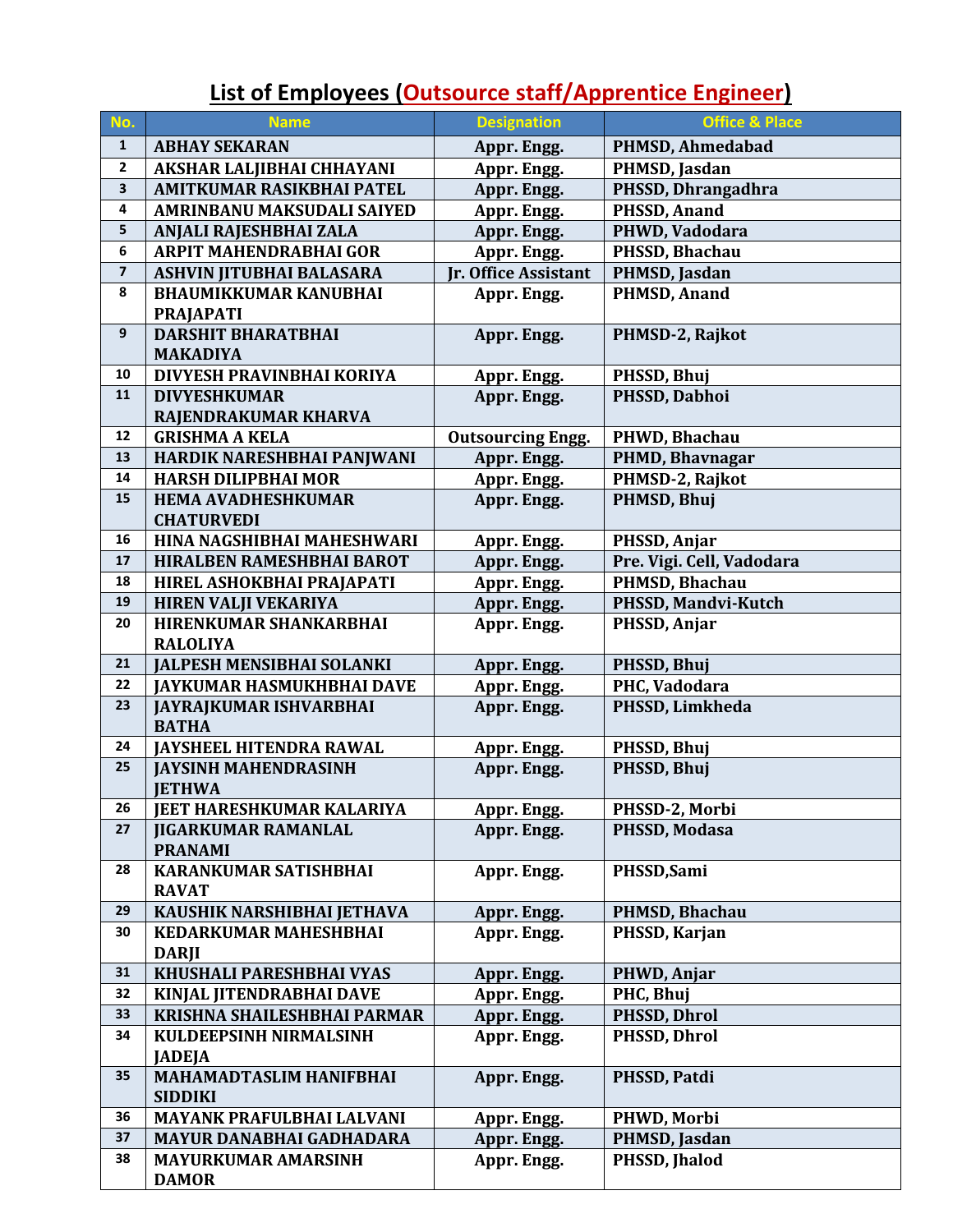# List of Employees (Outsource staff/Apprentice Engineer)

| No. | Name | Designation | Office & Place |
|---|---|---|---|
| 1 | ABHAY SEKARAN | Appr. Engg. | PHMSD, Ahmedabad |
| 2 | AKSHAR LALJIBHAI CHHAYANI | Appr. Engg. | PHMSD, Jasdan |
| 3 | AMITKUMAR RASIKBHAI PATEL | Appr. Engg. | PHSSD, Dhrangadhra |
| 4 | AMRINBANU MAKSUDALI SAIYED | Appr. Engg. | PHSSD, Anand |
| 5 | ANJALI RAJESHBHAI ZALA | Appr. Engg. | PHWD, Vadodara |
| 6 | ARPIT MAHENDRABHAI GOR | Appr. Engg. | PHSSD, Bhachau |
| 7 | ASHVIN JITUBHAI BALASARA | Jr. Office Assistant | PHMSD, Jasdan |
| 8 | BHAUMIKKUMAR KANUBHAI PRAJAPATI | Appr. Engg. | PHMSD, Anand |
| 9 | DARSHIT BHARATBHAI MAKADIYA | Appr. Engg. | PHMSD-2, Rajkot |
| 10 | DIVYESH PRAVINBHAI KORIYA | Appr. Engg. | PHSSD, Bhuj |
| 11 | DIVYESHKUMAR RAJENDRAKUMAR KHARVA | Appr. Engg. | PHSSD, Dabhoi |
| 12 | GRISHMA A KELA | Outsourcing Engg. | PHWD, Bhachau |
| 13 | HARDIK NARESHBHAI PANJWANI | Appr. Engg. | PHMD, Bhavnagar |
| 14 | HARSH DILIPBHAI MOR | Appr. Engg. | PHMSD-2, Rajkot |
| 15 | HEMA AVADHESHKUMAR CHATURVEDI | Appr. Engg. | PHMSD, Bhuj |
| 16 | HINA NAGSHIBHAI MAHESHWARI | Appr. Engg. | PHSSD, Anjar |
| 17 | HIRALBEN RAMESHBHAI BAROT | Appr. Engg. | Pre. Vigi. Cell, Vadodara |
| 18 | HIREL ASHOKBHAI PRAJAPATI | Appr. Engg. | PHMSD, Bhachau |
| 19 | HIREN VALJI VEKARIYA | Appr. Engg. | PHSSD, Mandvi-Kutch |
| 20 | HIRENKUMAR SHANKARBHAI RALOLIYA | Appr. Engg. | PHSSD, Anjar |
| 21 | JALPESH MENSIBHAI SOLANKI | Appr. Engg. | PHSSD, Bhuj |
| 22 | JAYKUMAR HASMUKHBHAI DAVE | Appr. Engg. | PHC, Vadodara |
| 23 | JAYRAJKUMAR ISHVARBHAI BATHA | Appr. Engg. | PHSSD, Limkheda |
| 24 | JAYSHEEL HITENDRA RAWAL | Appr. Engg. | PHSSD, Bhuj |
| 25 | JAYSINH MAHENDRASINH JETHWA | Appr. Engg. | PHSSD, Bhuj |
| 26 | JEET HARESHKUMAR KALARIYA | Appr. Engg. | PHSSD-2, Morbi |
| 27 | JIGARKUMAR RAMANLAL PRANAMI | Appr. Engg. | PHSSD, Modasa |
| 28 | KARANKUMAR SATISHBHAI RAVAT | Appr. Engg. | PHSSD,Sami |
| 29 | KAUSHIK NARSHIBHAI JETHAVA | Appr. Engg. | PHMSD, Bhachau |
| 30 | KEDARKUMAR MAHESHBHAI DARJI | Appr. Engg. | PHSSD, Karjan |
| 31 | KHUSHALI PARESHBHAI VYAS | Appr. Engg. | PHWD, Anjar |
| 32 | KINJAL JITENDRABHAI DAVE | Appr. Engg. | PHC, Bhuj |
| 33 | KRISHNA SHAILESHBHAI PARMAR | Appr. Engg. | PHSSD, Dhrol |
| 34 | KULDEEPSINH NIRMALSINH JADEJA | Appr. Engg. | PHSSD, Dhrol |
| 35 | MAHAMADTASLIM HANIFBHAI SIDDIKI | Appr. Engg. | PHSSD, Patdi |
| 36 | MAYANK PRAFULBHAI LALVANI | Appr. Engg. | PHWD, Morbi |
| 37 | MAYUR DANABHAI GADHADARA | Appr. Engg. | PHMSD, Jasdan |
| 38 | MAYURKUMAR AMARSINH DAMOR | Appr. Engg. | PHSSD, Jhalod |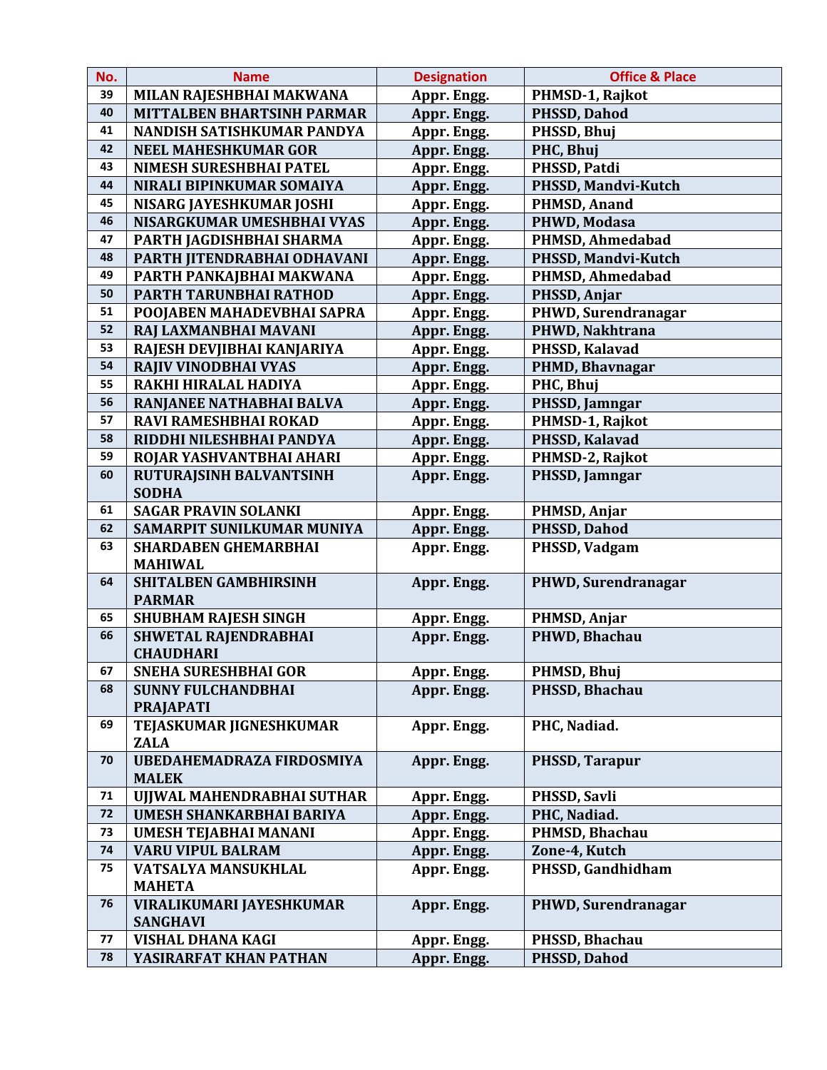| No. | Name | Designation | Office & Place |
|---|---|---|---|
| 39 | MILAN RAJESHBHAI MAKWANA | Appr. Engg. | PHMSD-1, Rajkot |
| 40 | MITTALBEN BHARTSINH PARMAR | Appr. Engg. | PHSSD, Dahod |
| 41 | NANDISH SATISHKUMAR PANDYA | Appr. Engg. | PHSSD, Bhuj |
| 42 | NEEL MAHESHKUMAR GOR | Appr. Engg. | PHC, Bhuj |
| 43 | NIMESH SURESHBHAI PATEL | Appr. Engg. | PHSSD, Patdi |
| 44 | NIRALI BIPINKUMAR SOMAIYA | Appr. Engg. | PHSSD, Mandvi-Kutch |
| 45 | NISARG JAYESHKUMAR JOSHI | Appr. Engg. | PHMSD, Anand |
| 46 | NISARGKUMAR UMESHBHAI VYAS | Appr. Engg. | PHWD, Modasa |
| 47 | PARTH JAGDISHBHAI SHARMA | Appr. Engg. | PHMSD, Ahmedabad |
| 48 | PARTH JITENDRABHAI ODHAVANI | Appr. Engg. | PHSSD, Mandvi-Kutch |
| 49 | PARTH PANKAJBHAI MAKWANA | Appr. Engg. | PHMSD, Ahmedabad |
| 50 | PARTH TARUNBHAI RATHOD | Appr. Engg. | PHSSD, Anjar |
| 51 | POOJABEN MAHADEVBHAI SAPRA | Appr. Engg. | PHWD, Surendranagar |
| 52 | RAJ LAXMANBHAI MAVANI | Appr. Engg. | PHWD, Nakhtrana |
| 53 | RAJESH DEVJIBHAI KANJARIYA | Appr. Engg. | PHSSD, Kalavad |
| 54 | RAJIV VINODBHAI VYAS | Appr. Engg. | PHMD, Bhavnagar |
| 55 | RAKHI HIRALAL HADIYA | Appr. Engg. | PHC, Bhuj |
| 56 | RANJANEE NATHABHAI BALVA | Appr. Engg. | PHSSD, Jamngar |
| 57 | RAVI RAMESHBHAI ROKAD | Appr. Engg. | PHMSD-1, Rajkot |
| 58 | RIDDHI NILESHBHAI PANDYA | Appr. Engg. | PHSSD, Kalavad |
| 59 | ROJAR YASHVANTBHAI AHARI | Appr. Engg. | PHMSD-2, Rajkot |
| 60 | RUTURAJSINH BALVANTSINH SODHA | Appr. Engg. | PHSSD, Jamngar |
| 61 | SAGAR PRAVIN SOLANKI | Appr. Engg. | PHMSD, Anjar |
| 62 | SAMARPIT SUNILKUMAR MUNIYA | Appr. Engg. | PHSSD, Dahod |
| 63 | SHARDABEN GHEMARBHAI MAHIWAL | Appr. Engg. | PHSSD, Vadgam |
| 64 | SHITALBEN GAMBHIRSINH PARMAR | Appr. Engg. | PHWD, Surendranagar |
| 65 | SHUBHAM RAJESH SINGH | Appr. Engg. | PHMSD, Anjar |
| 66 | SHWETAL RAJENDRABHAI CHAUDHARI | Appr. Engg. | PHWD, Bhachau |
| 67 | SNEHA SURESHBHAI GOR | Appr. Engg. | PHMSD, Bhuj |
| 68 | SUNNY FULCHANDBHAI PRAJAPATI | Appr. Engg. | PHSSD, Bhachau |
| 69 | TEJASKUMAR JIGNESHKUMAR ZALA | Appr. Engg. | PHC, Nadiad. |
| 70 | UBEDAHEMADRAZA FIRDOSMIYA MALEK | Appr. Engg. | PHSSD, Tarapur |
| 71 | UJJWAL MAHENDRABHAI SUTHAR | Appr. Engg. | PHSSD, Savli |
| 72 | UMESH SHANKARBHAI BARIYA | Appr. Engg. | PHC, Nadiad. |
| 73 | UMESH TEJABHAI MANANI | Appr. Engg. | PHMSD, Bhachau |
| 74 | VARU VIPUL BALRAM | Appr. Engg. | Zone-4, Kutch |
| 75 | VATSALYA MANSUKHLAL MAHETA | Appr. Engg. | PHSSD, Gandhidham |
| 76 | VIRALIKUMARI JAYESHKUMAR SANGHAVI | Appr. Engg. | PHWD, Surendranagar |
| 77 | VISHAL DHANA KAGI | Appr. Engg. | PHSSD, Bhachau |
| 78 | YASIRARFAT KHAN PATHAN | Appr. Engg. | PHSSD, Dahod |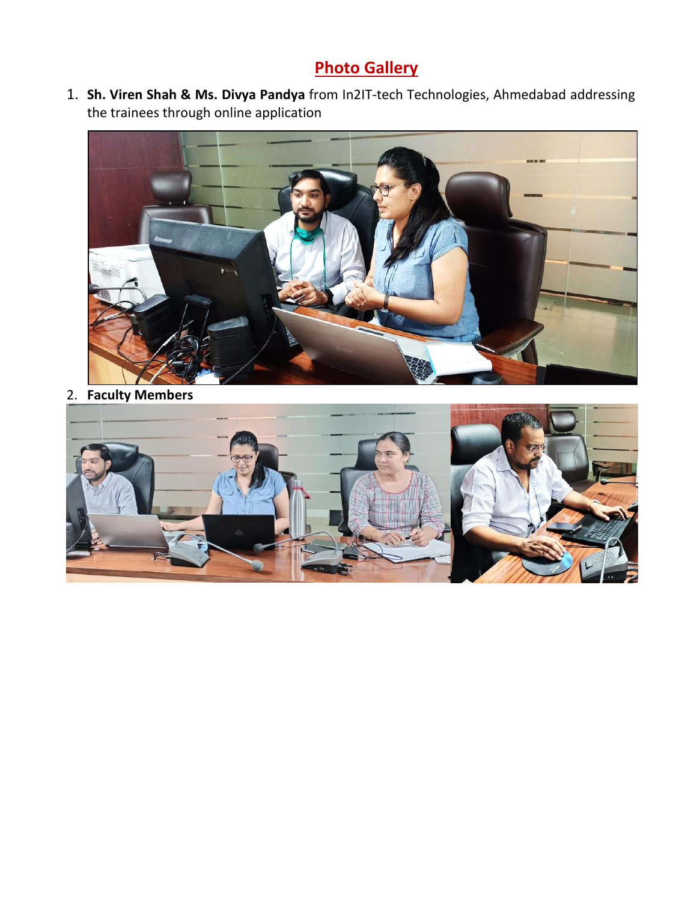# Photo Gallery

1. **Sh. Viren Shah & Ms. Divya Pandya** from In2IT-tech Technologies, Ahmedabad addressing the trainees through online application

2. **Faculty Members**